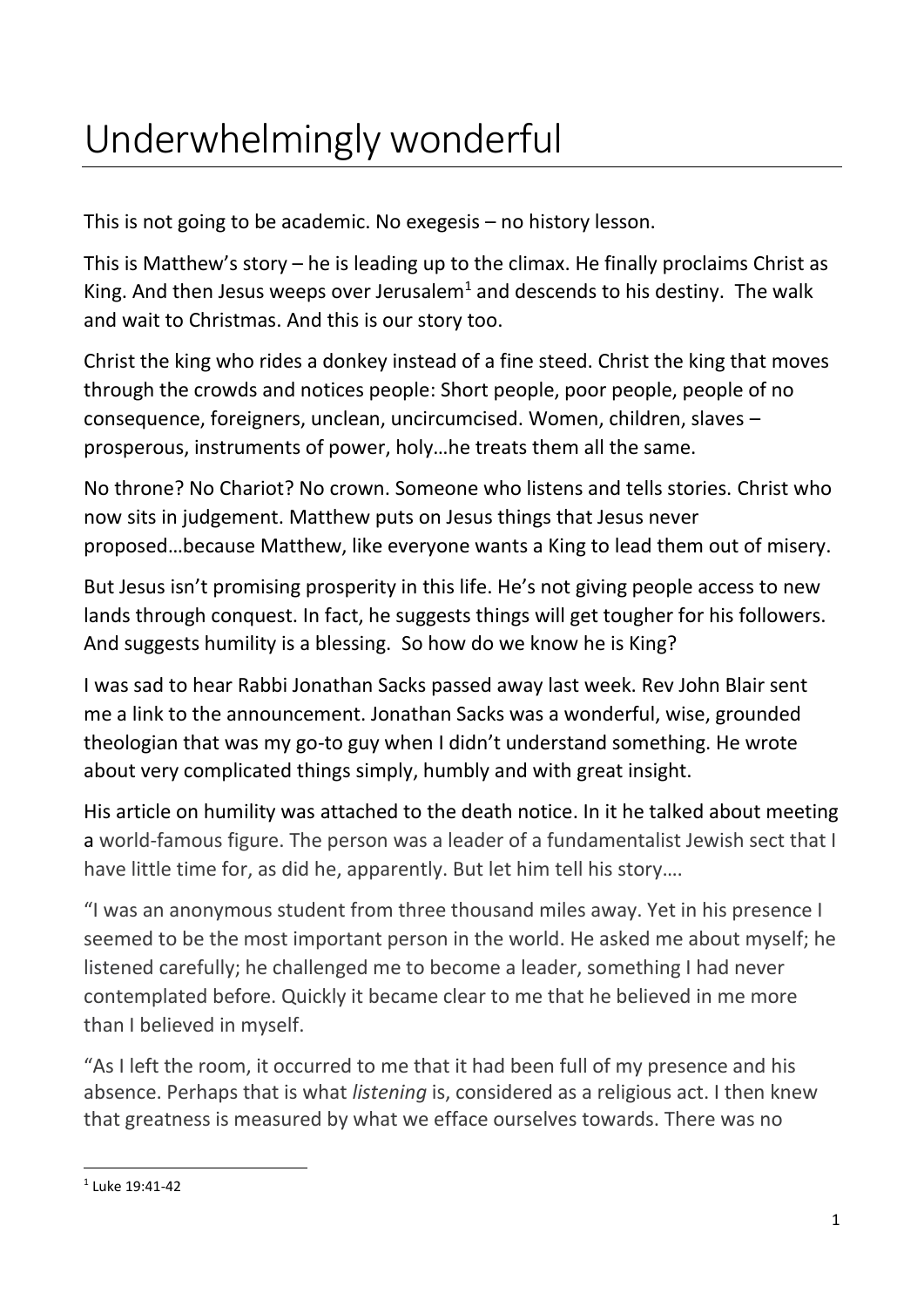# Underwhelmingly wonderful

This is not going to be academic. No exegesis – no history lesson.

This is Matthew's story – he is leading up to the climax. He finally proclaims Christ as King. And then Jesus weeps over Jerusalem[1] and descends to his destiny. The walk and wait to Christmas. And this is our story too.

Christ the king who rides a donkey instead of a fine steed. Christ the king that moves through the crowds and notices people: Short people, poor people, people of no consequence, foreigners, unclean, uncircumcised. Women, children, slaves – prosperous, instruments of power, holy…he treats them all the same.

No throne? No Chariot? No crown. Someone who listens and tells stories. Christ who now sits in judgement. Matthew puts on Jesus things that Jesus never proposed…because Matthew, like everyone wants a King to lead them out of misery.

But Jesus isn't promising prosperity in this life. He's not giving people access to new lands through conquest. In fact, he suggests things will get tougher for his followers. And suggests humility is a blessing. So how do we know he is King?

I was sad to hear Rabbi Jonathan Sacks passed away last week. Rev John Blair sent me a link to the announcement. Jonathan Sacks was a wonderful, wise, grounded theologian that was my go-to guy when I didn't understand something. He wrote about very complicated things simply, humbly and with great insight.

His article on humility was attached to the death notice. In it he talked about meeting a world-famous figure. The person was a leader of a fundamentalist Jewish sect that I have little time for, as did he, apparently. But let him tell his story….

"I was an anonymous student from three thousand miles away. Yet in his presence I seemed to be the most important person in the world. He asked me about myself; he listened carefully; he challenged me to become a leader, something I had never contemplated before. Quickly it became clear to me that he believed in me more than I believed in myself.

"As I left the room, it occurred to me that it had been full of my presence and his absence. Perhaps that is what *listening* is, considered as a religious act. I then knew that greatness is measured by what we efface ourselves towards. There was no

[1] Luke 19:41-42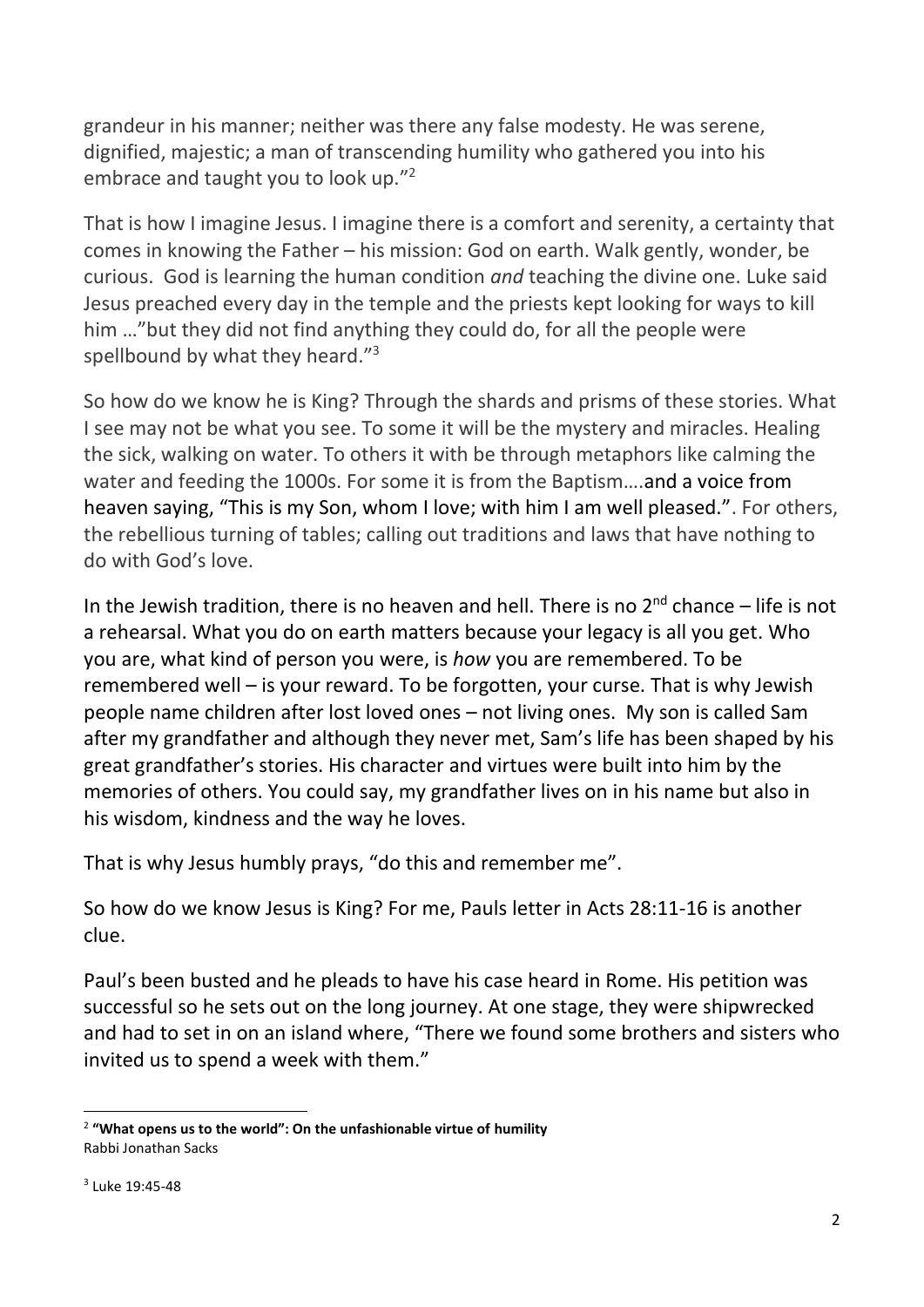grandeur in his manner; neither was there any false modesty. He was serene, dignified, majestic; a man of transcending humility who gathered you into his embrace and taught you to look up."[2]

That is how I imagine Jesus. I imagine there is a comfort and serenity, a certainty that comes in knowing the Father – his mission: God on earth. Walk gently, wonder, be curious. God is learning the human condition *and* teaching the divine one. Luke said Jesus preached every day in the temple and the priests kept looking for ways to kill him …"but they did not find anything they could do, for all the people were spellbound by what they heard."[3]

So how do we know he is King? Through the shards and prisms of these stories. What I see may not be what you see. To some it will be the mystery and miracles. Healing the sick, walking on water. To others it with be through metaphors like calming the water and feeding the 1000s. For some it is from the Baptism….and a voice from heaven saying, "This is my Son, whom I love; with him I am well pleased.". For others, the rebellious turning of tables; calling out traditions and laws that have nothing to do with God's love.

In the Jewish tradition, there is no heaven and hell. There is no 2nd chance – life is not a rehearsal. What you do on earth matters because your legacy is all you get. Who you are, what kind of person you were, is *how* you are remembered. To be remembered well – is your reward. To be forgotten, your curse. That is why Jewish people name children after lost loved ones – not living ones. My son is called Sam after my grandfather and although they never met, Sam's life has been shaped by his great grandfather's stories. His character and virtues were built into him by the memories of others. You could say, my grandfather lives on in his name but also in his wisdom, kindness and the way he loves.

That is why Jesus humbly prays, "do this and remember me".

So how do we know Jesus is King? For me, Pauls letter in Acts 28:11-16 is another clue.

Paul's been busted and he pleads to have his case heard in Rome. His petition was successful so he sets out on the long journey. At one stage, they were shipwrecked and had to set in on an island where, "There we found some brothers and sisters who invited us to spend a week with them."

---

[2] **"What opens us to the world": On the unfashionable virtue of humility**
Rabbi Jonathan Sacks

[3] Luke 19:45-48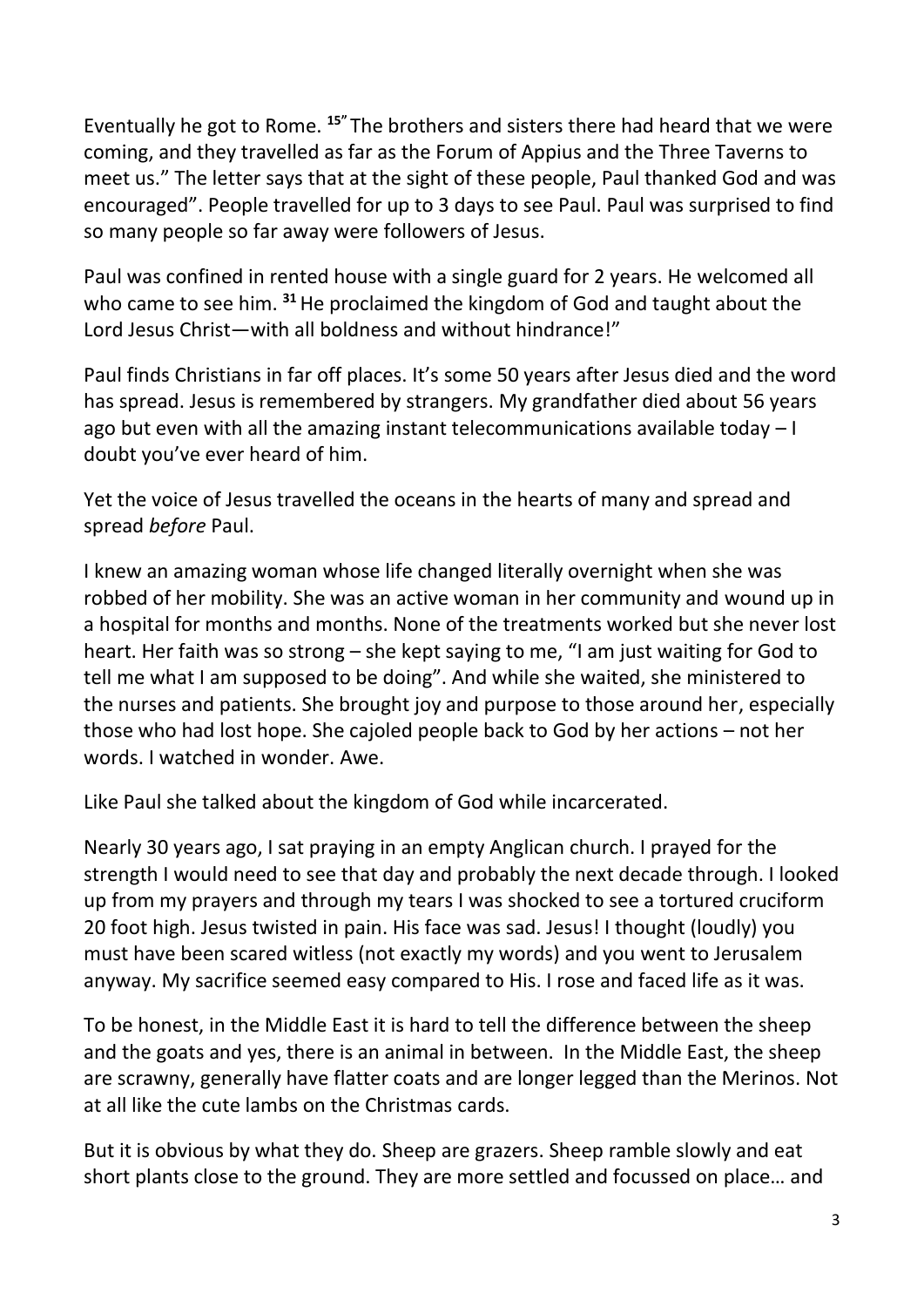Eventually he got to Rome. [15]" The brothers and sisters there had heard that we were coming, and they travelled as far as the Forum of Appius and the Three Taverns to meet us." The letter says that at the sight of these people, Paul thanked God and was encouraged". People travelled for up to 3 days to see Paul. Paul was surprised to find so many people so far away were followers of Jesus.

Paul was confined in rented house with a single guard for 2 years. He welcomed all who came to see him. [31] He proclaimed the kingdom of God and taught about the Lord Jesus Christ—with all boldness and without hindrance!"

Paul finds Christians in far off places. It's some 50 years after Jesus died and the word has spread. Jesus is remembered by strangers. My grandfather died about 56 years ago but even with all the amazing instant telecommunications available today – I doubt you've ever heard of him.

Yet the voice of Jesus travelled the oceans in the hearts of many and spread and spread *before* Paul.

I knew an amazing woman whose life changed literally overnight when she was robbed of her mobility. She was an active woman in her community and wound up in a hospital for months and months. None of the treatments worked but she never lost heart. Her faith was so strong – she kept saying to me, "I am just waiting for God to tell me what I am supposed to be doing". And while she waited, she ministered to the nurses and patients. She brought joy and purpose to those around her, especially those who had lost hope. She cajoled people back to God by her actions – not her words. I watched in wonder. Awe.

Like Paul she talked about the kingdom of God while incarcerated.

Nearly 30 years ago, I sat praying in an empty Anglican church. I prayed for the strength I would need to see that day and probably the next decade through. I looked up from my prayers and through my tears I was shocked to see a tortured cruciform 20 foot high. Jesus twisted in pain. His face was sad. Jesus! I thought (loudly) you must have been scared witless (not exactly my words) and you went to Jerusalem anyway. My sacrifice seemed easy compared to His. I rose and faced life as it was.

To be honest, in the Middle East it is hard to tell the difference between the sheep and the goats and yes, there is an animal in between. In the Middle East, the sheep are scrawny, generally have flatter coats and are longer legged than the Merinos. Not at all like the cute lambs on the Christmas cards.

But it is obvious by what they do. Sheep are grazers. Sheep ramble slowly and eat short plants close to the ground. They are more settled and focussed on place… and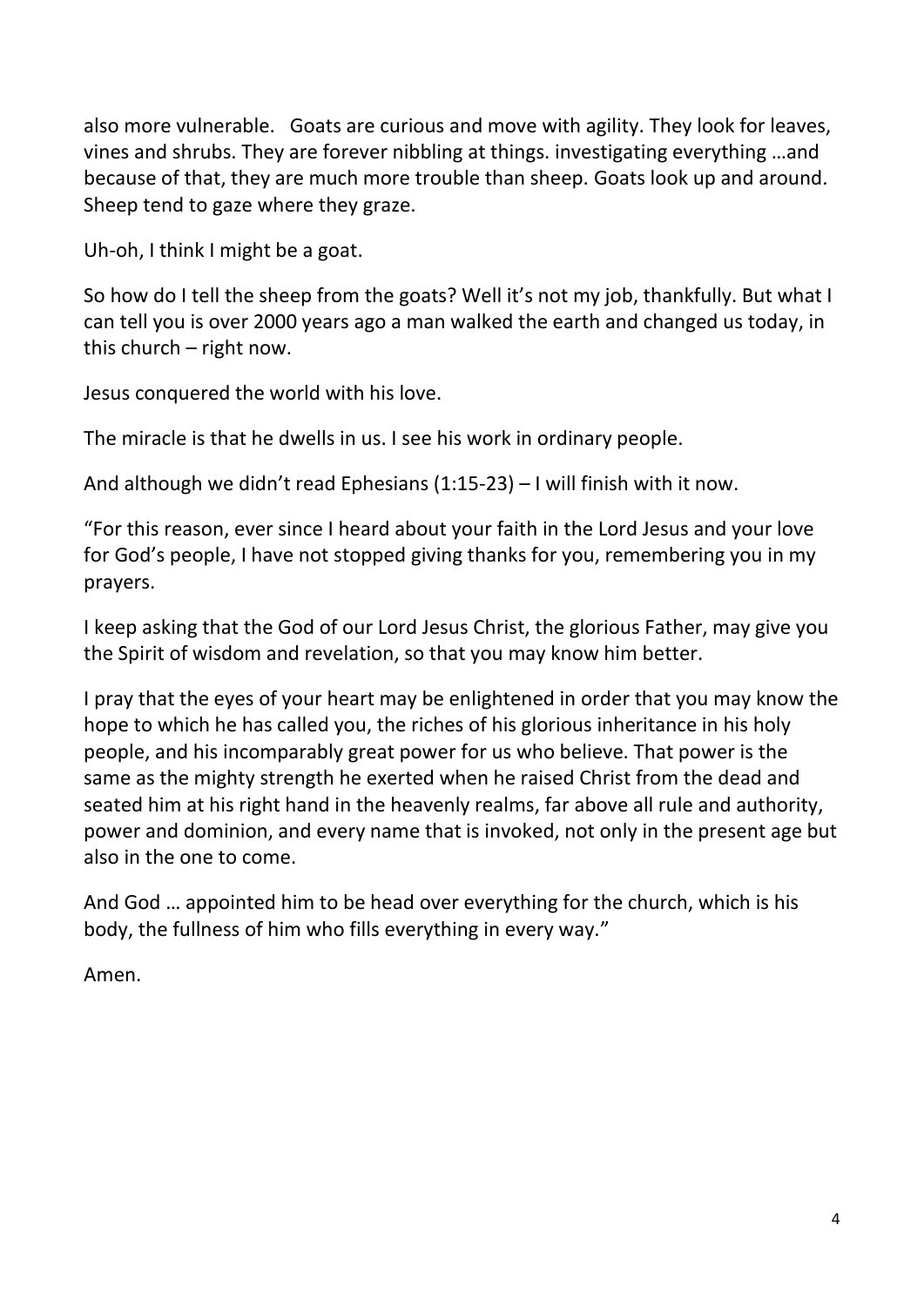also more vulnerable. Goats are curious and move with agility. They look for leaves, vines and shrubs. They are forever nibbling at things. investigating everything …and because of that, they are much more trouble than sheep. Goats look up and around. Sheep tend to gaze where they graze.

Uh-oh, I think I might be a goat.

So how do I tell the sheep from the goats? Well it's not my job, thankfully. But what I can tell you is over 2000 years ago a man walked the earth and changed us today, in this church – right now.

Jesus conquered the world with his love.

The miracle is that he dwells in us. I see his work in ordinary people.

And although we didn't read Ephesians (1:15-23) – I will finish with it now.

"For this reason, ever since I heard about your faith in the Lord Jesus and your love for God's people, I have not stopped giving thanks for you, remembering you in my prayers.

I keep asking that the God of our Lord Jesus Christ, the glorious Father, may give you the Spirit of wisdom and revelation, so that you may know him better.

I pray that the eyes of your heart may be enlightened in order that you may know the hope to which he has called you, the riches of his glorious inheritance in his holy people, and his incomparably great power for us who believe. That power is the same as the mighty strength he exerted when he raised Christ from the dead and seated him at his right hand in the heavenly realms, far above all rule and authority, power and dominion, and every name that is invoked, not only in the present age but also in the one to come.

And God … appointed him to be head over everything for the church, which is his body, the fullness of him who fills everything in every way."

Amen.